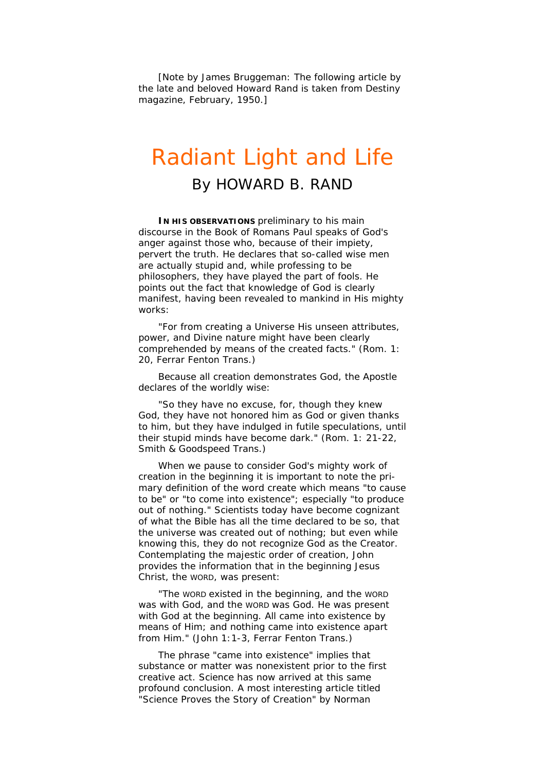[Note by James Bruggeman: The following article by the late and beloved Howard Rand is taken from Destiny magazine, February, 1950.]

# Radiant Light and Life

## By HOWARD B. RAND

**IN HIS OBSERVATIONS** preliminary to his main discourse in the Book of Romans Paul speaks of God's anger against those who, because of their impiety, pervert the truth. He declares that so-called wise men are actually stupid and, while professing to be philosophers, they have played the part of fools. He points out the fact that knowledge of God is clearly manifest, having been revealed to mankind in His mighty works:

"For from creating a Universe His unseen attributes, power, and Divine nature might have been clearly comprehended by means of the created facts." (Rom. 1: 20, Ferrar Fenton Trans.)

Because all creation demonstrates God, the Apostle declares of the worldly wise:

"So they have no excuse, for, though they knew God, they have not honored him as God or given thanks to him, but they have indulged in futile speculations, until their stupid minds have become dark." (Rom. 1: 21-22, Smith & Goodspeed Trans.)

When we pause to consider God's mighty work of creation in the beginning it is important to note the primary definition of the word create which means "to cause to be" or "to come into existence"; especially "to produce out of nothing." Scientists today have become cognizant of what the Bible has all the time declared to be so, that the universe was created out of nothing; but even while knowing this, they do not recognize God as the Creator. Contemplating the majestic order of creation, John provides the information that in the beginning Jesus Christ, the WORD, was present:

"The WORD existed in the beginning, and the WORD was with God, and the WORD was God. He was present with God at the beginning. All came into existence by means of Him; and nothing came into existence apart from Him." (John 1:1-3, Ferrar Fenton Trans.)

The phrase "came into existence" implies that substance or matter was nonexistent prior to the first creative act. Science has now arrived at this same profound conclusion. A most interesting article titled "Science Proves the Story of Creation" by Norman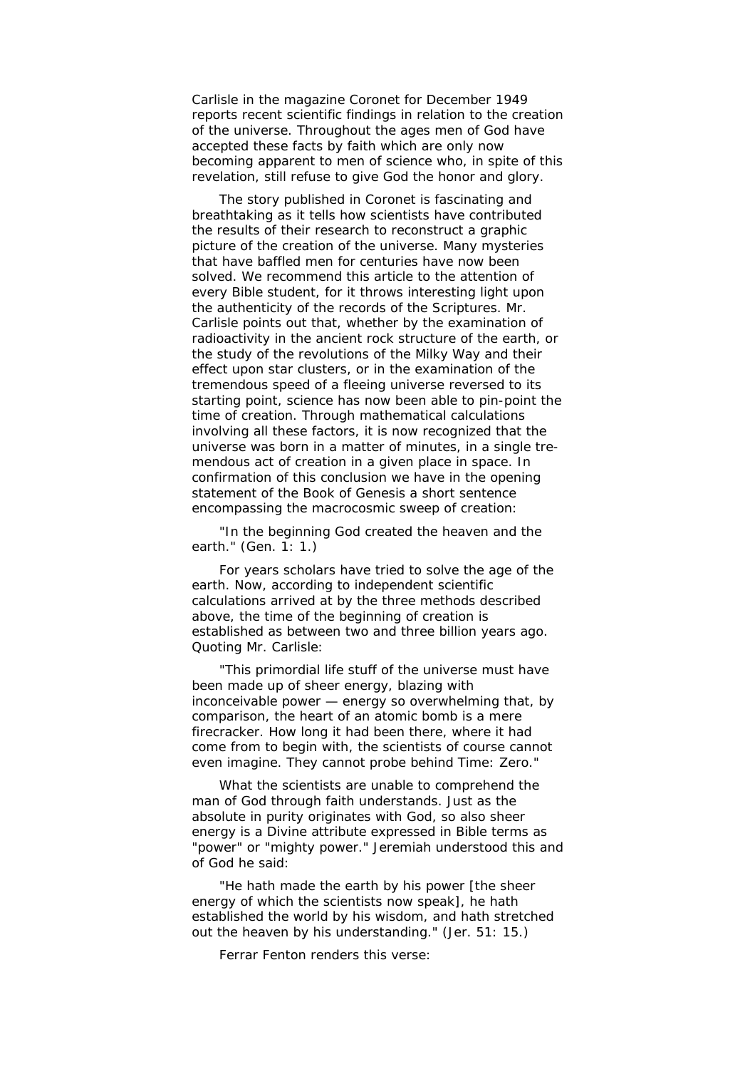Carlisle in the magazine Coronet for December 1949 reports recent scientific findings in relation to the creation of the universe. Throughout the ages men of God have accepted these facts by faith which are only now becoming apparent to men of science who, in spite of this revelation, still refuse to give God the honor and glory.

The story published in Coronet is fascinating and breathtaking as it tells how scientists have contributed the results of their research to reconstruct a graphic picture of the creation of the universe. Many mysteries that have baffled men for centuries have now been solved. We recommend this article to the attention of every Bible student, for it throws interesting light upon the authenticity of the records of the Scriptures. Mr. Carlisle points out that, whether by the examination of radioactivity in the ancient rock structure of the earth, or the study of the revolutions of the Milky Way and their effect upon star clusters, or in the examination of the tremendous speed of a fleeing universe reversed to its starting point, science has now been able to pin-point the time of creation. Through mathematical calculations involving all these factors, it is now recognized that the universe was born in a matter of minutes, in a single tremendous act of creation in a given place in space. In confirmation of this conclusion we have in the opening statement of the Book of Genesis a short sentence encompassing the macrocosmic sweep of creation:

"In the beginning God created the heaven and the earth." (Gen. 1: 1.)

For years scholars have tried to solve the age of the earth. Now, according to independent scientific calculations arrived at by the three methods described above, the time of the beginning of creation is established as between two and three billion years ago. Quoting Mr. Carlisle:

"This primordial life stuff of the universe must have been made up of sheer energy, blazing with inconceivable power — energy so overwhelming that, by comparison, the heart of an atomic bomb is a mere firecracker. How long it had been there, where it had come from to begin with, the scientists of course cannot even imagine. They cannot probe behind Time: Zero."

What the scientists are unable to comprehend the man of God through faith understands. Just as the absolute in purity originates with God, so also sheer energy is a Divine attribute expressed in Bible terms as "power" or "mighty power." Jeremiah understood this and of God he said:

"He hath made the earth by his power [the sheer energy of which the scientists now speak], he hath established the world by his wisdom, and hath stretched out the heaven by his understanding." (Jer. 51: 15.)

Ferrar Fenton renders this verse: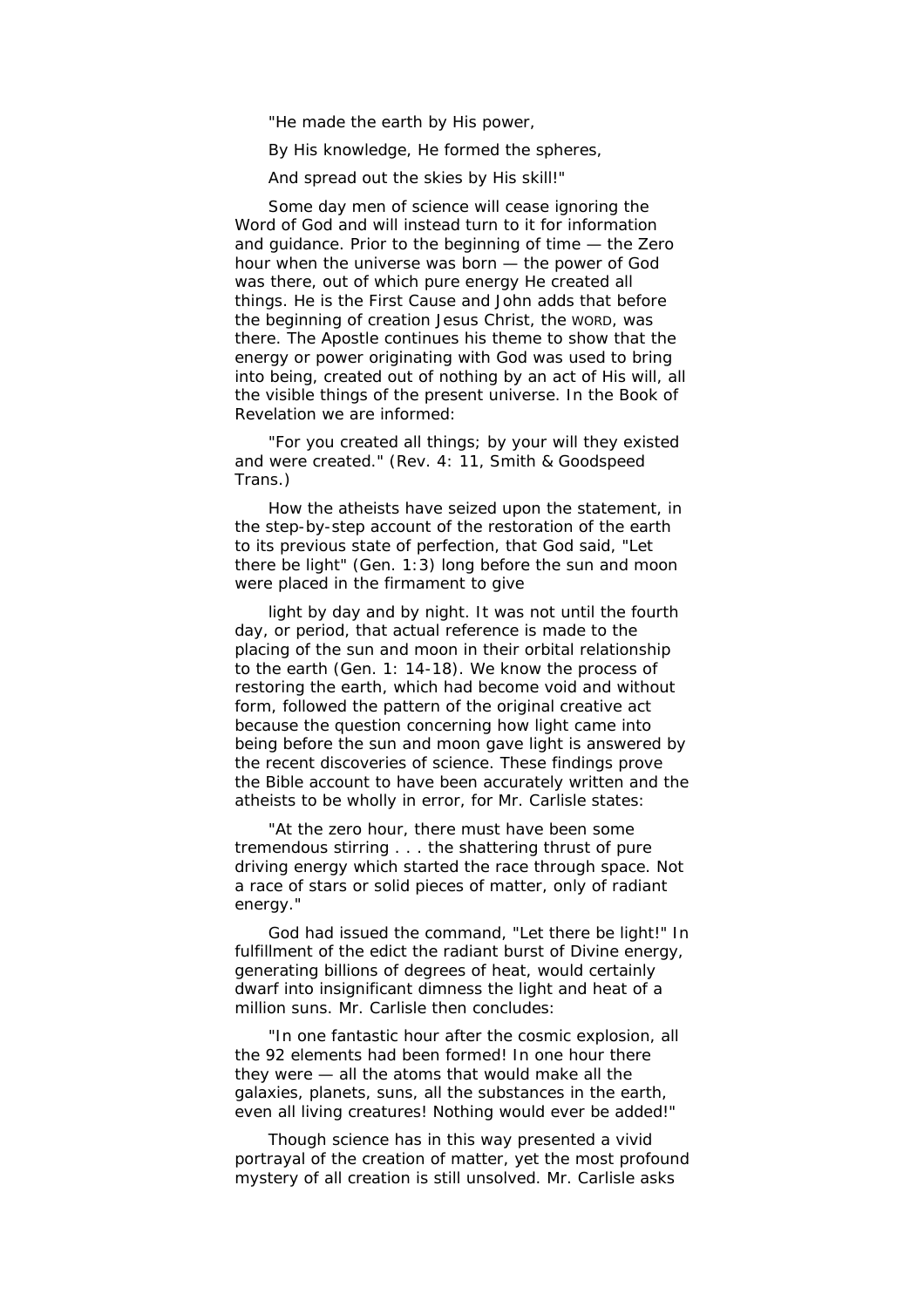"He made the earth by His power,

By His knowledge, He formed the spheres,

And spread out the skies by His skill!"

Some day men of science will cease ignoring the Word of God and will instead turn to it for information and guidance. Prior to the beginning of time — the Zero hour when the universe was born — the power of God was there, out of which pure energy He created all things. He is the First Cause and John adds that before the beginning of creation Jesus Christ, the WORD, was there. The Apostle continues his theme to show that the energy or power originating with God was used to bring into being, created out of nothing by an act of His will, all the visible things of the present universe. In the Book of Revelation we are informed:

"For you created all things; by your will they existed and were created." (Rev. 4: 11, Smith & Goodspeed Trans.)

How the atheists have seized upon the statement, in the step-by-step account of the restoration of the earth to its previous state of perfection, that God said, "Let there be light" (Gen. 1:3) long before the sun and moon were placed in the firmament to give

light by day and by night. It was not until the fourth day, or period, that actual reference is made to the placing of the sun and moon in their orbital relationship to the earth (Gen. 1: 14-18). We know the process of restoring the earth, which had become void and without form, followed the pattern of the original creative act because the question concerning how light came into being before the sun and moon gave light is answered by the recent discoveries of science. These findings prove the Bible account to have been accurately written and the atheists to be wholly in error, for Mr. Carlisle states:

"At the zero hour, there must have been some tremendous stirring . . . the shattering thrust of pure driving energy which started the race through space. Not a race of stars or solid pieces of matter, only of radiant energy."

God had issued the command, "Let there be light!" In fulfillment of the edict the radiant burst of Divine energy, generating billions of degrees of heat, would certainly dwarf into insignificant dimness the light and heat of a million suns. Mr. Carlisle then concludes:

"In one fantastic hour after the cosmic explosion, all the 92 elements had been formed! In one hour there they were — all the atoms that would make all the galaxies, planets, suns, all the substances in the earth, even all living creatures! Nothing would ever be added!"

Though science has in this way presented a vivid portrayal of the creation of matter, yet the most profound mystery of all creation is still unsolved. Mr. Carlisle asks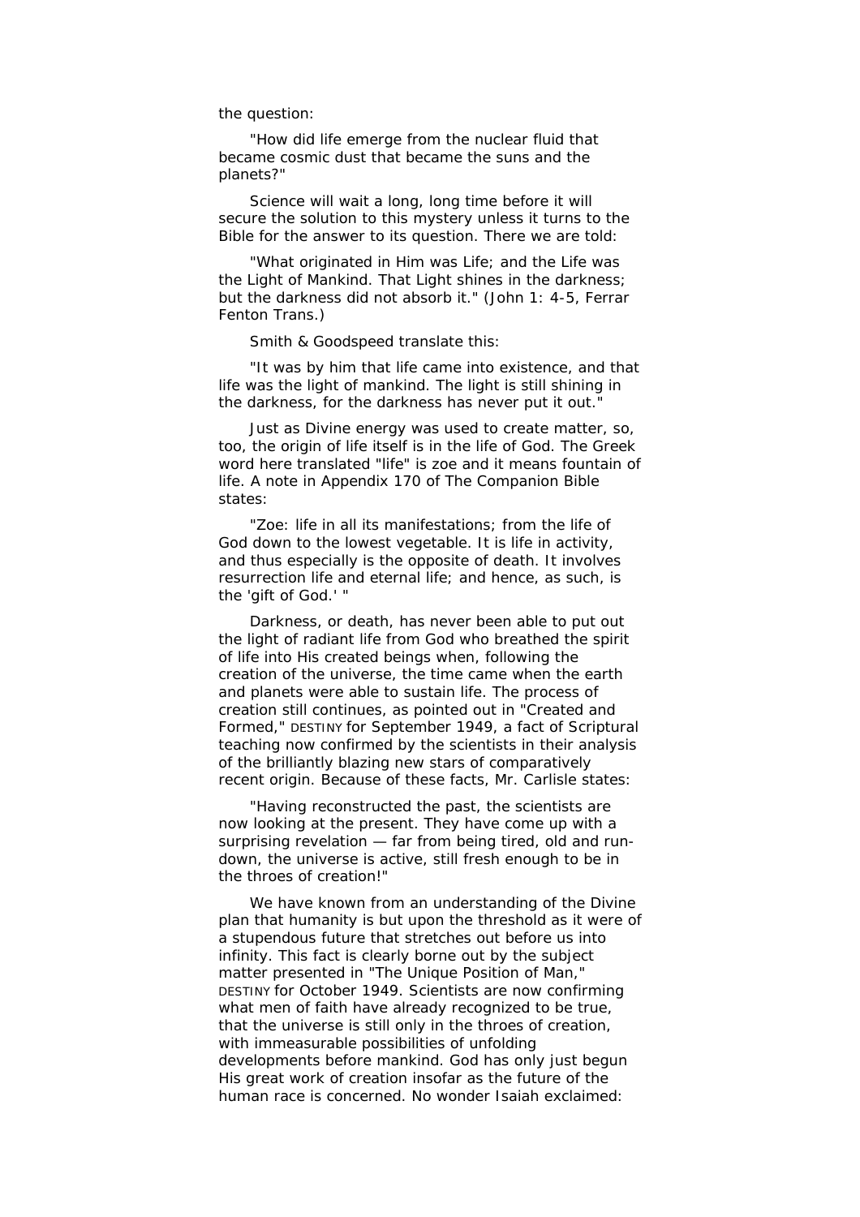the question:

"How did life emerge from the nuclear fluid that became cosmic dust that became the suns and the planets?"

Science will wait a long, long time before it will secure the solution to this mystery unless it turns to the Bible for the answer to its question. There we are told:

"What originated in Him was Life; and the Life was the Light of Mankind. That Light shines in the darkness; but the darkness did not absorb it." (John 1: 4-5, Ferrar Fenton Trans.)

Smith & Goodspeed translate this:

"It was by him that life came into existence, and that life was the light of mankind. The light is still shining in the darkness, for the darkness has never put it out."

Just as Divine energy was used to create matter, so, too, the origin of life itself is in the life of God. The Greek word here translated "life" is zoe and it means fountain of life. A note in Appendix 170 of The Companion Bible states:

"Zoe: life in all its manifestations; from the life of God down to the lowest vegetable. It is life in activity, and thus especially is the opposite of death. It involves resurrection life and eternal life; and hence, as such, is the 'gift of God.' "

Darkness, or death, has never been able to put out the light of radiant life from God who breathed the spirit of life into His created beings when, following the creation of the universe, the time came when the earth and planets were able to sustain life. The process of creation still continues, as pointed out in "Created and Formed," DESTINY for September 1949, a fact of Scriptural teaching now confirmed by the scientists in their analysis of the brilliantly blazing new stars of comparatively recent origin. Because of these facts, Mr. Carlisle states:

"Having reconstructed the past, the scientists are now looking at the present. They have come up with a surprising revelation — far from being tired, old and run-down, the universe is active, still fresh enough to be in the throes of creation!"

We have known from an understanding of the Divine plan that humanity is but upon the threshold as it were of a stupendous future that stretches out before us into infinity. This fact is clearly borne out by the subject matter presented in "The Unique Position of Man," DESTINY for October 1949. Scientists are now confirming what men of faith have already recognized to be true, that the universe is still only in the throes of creation, with immeasurable possibilities of unfolding developments before mankind. God has only just begun His great work of creation insofar as the future of the human race is concerned. No wonder Isaiah exclaimed: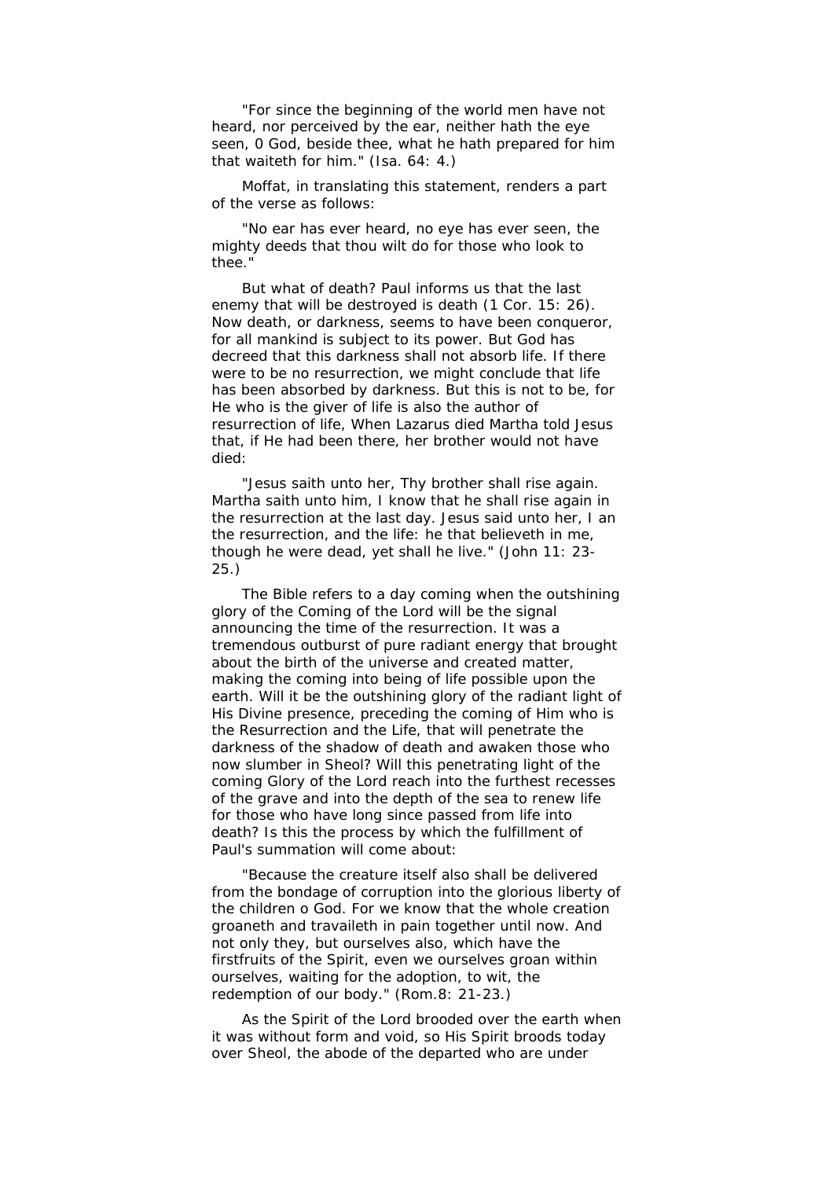"For since the beginning of the world men have not heard, nor perceived by the ear, neither hath the eye seen, 0 God, beside thee, what he hath prepared for him that waiteth for him." (Isa. 64: 4.)

Moffat, in translating this statement, renders a part of the verse as follows:

"No ear has ever heard, no eye has ever seen, the mighty deeds that thou wilt do for those who look to thee."

But what of death? Paul informs us that the last enemy that will be destroyed is death (1 Cor. 15: 26). Now death, or darkness, seems to have been conqueror, for all mankind is subject to its power. But God has decreed that this darkness shall not absorb life. If there were to be no resurrection, we might conclude that life has been absorbed by darkness. But this is not to be, for He who is the giver of life is also the author of resurrection of life, When Lazarus died Martha told Jesus that, if He had been there, her brother would not have died:

"Jesus saith unto her, Thy brother shall rise again. Martha saith unto him, I know that he shall rise again in the resurrection at the last day. Jesus said unto her, I an the resurrection, and the life: he that believeth in me, though he were dead, yet shall he live." (John 11: 23-25.)

The Bible refers to a day coming when the outshining glory of the Coming of the Lord will be the signal announcing the time of the resurrection. It was a tremendous outburst of pure radiant energy that brought about the birth of the universe and created matter, making the coming into being of life possible upon the earth. Will it be the outshining glory of the radiant light of His Divine presence, preceding the coming of Him who is the Resurrection and the Life, that will penetrate the darkness of the shadow of death and awaken those who now slumber in Sheol? Will this penetrating light of the coming Glory of the Lord reach into the furthest recesses of the grave and into the depth of the sea to renew life for those who have long since passed from life into death? Is this the process by which the fulfillment of Paul's summation will come about:

"Because the creature itself also shall be delivered from the bondage of corruption into the glorious liberty of the children o God. For we know that the whole creation groaneth and travaileth in pain together until now. And not only they, but ourselves also, which have the firstfruits of the Spirit, even we ourselves groan within ourselves, waiting for the adoption, to wit, the redemption of our body." (Rom.8: 21-23.)

As the Spirit of the Lord brooded over the earth when it was without form and void, so His Spirit broods today over Sheol, the abode of the departed who are under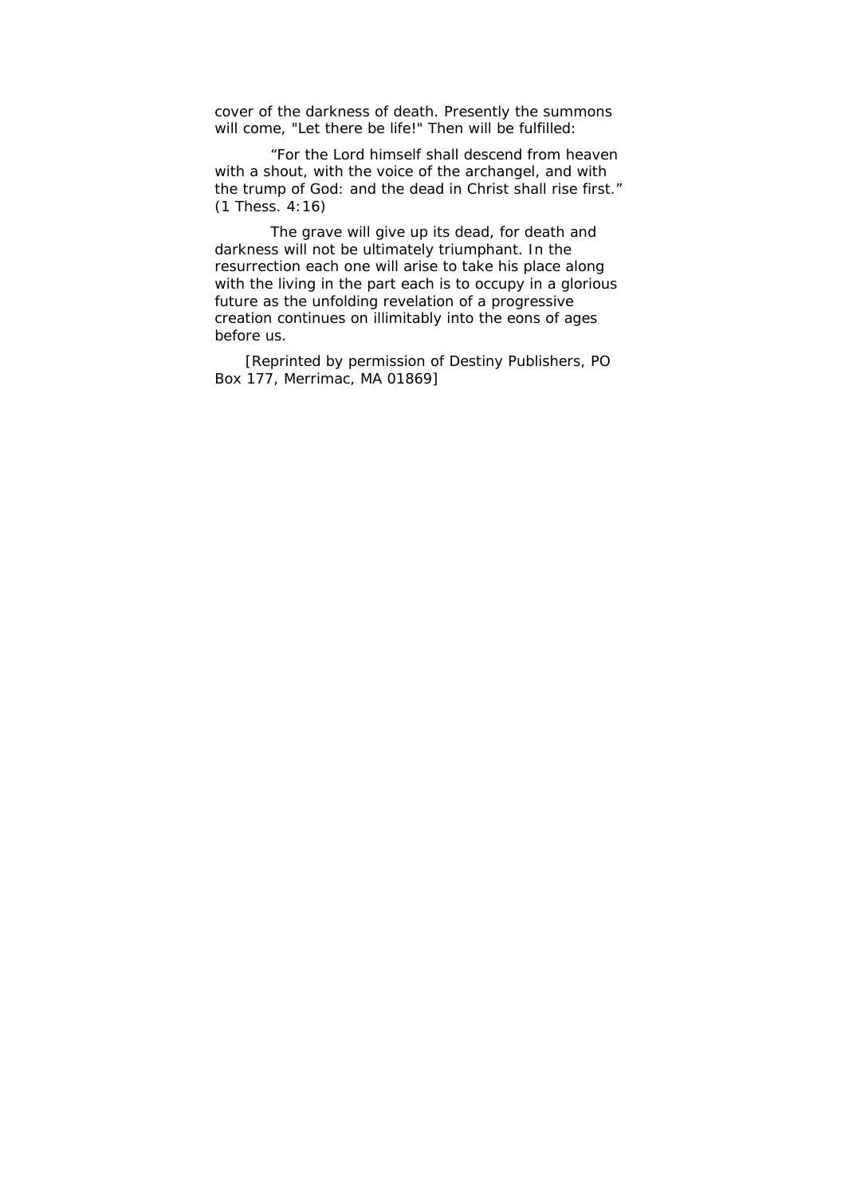cover of the darkness of death. Presently the summons will come, "Let there be life!" Then will be fulfilled:

"For the Lord himself shall descend from heaven with a shout, with the voice of the archangel, and with the trump of God: and the dead in Christ shall rise first." (1 Thess. 4:16)

The grave will give up its dead, for death and darkness will not be ultimately triumphant. In the resurrection each one will arise to take his place along with the living in the part each is to occupy in a glorious future as the unfolding revelation of a progressive creation continues on illimitably into the eons of ages before us.

[Reprinted by permission of Destiny Publishers, PO Box 177, Merrimac, MA 01869]